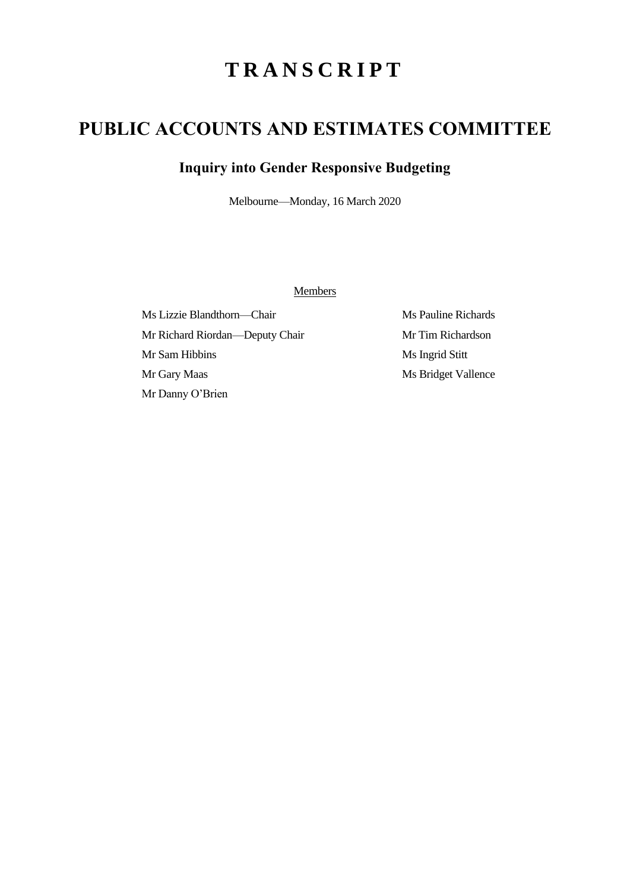# TRANSCRIPT

# PUBLIC ACCOUNTS AND ESTIMATES COMMITTEE

## Inquiry into Gender Responsive Budgeting

Melbourne—Monday, 16 March 2020

Members

Ms Lizzie Blandthorn—Chair

Mr Richard Riordan—Deputy Chair

Mr Sam Hibbins

Mr Gary Maas

Mr Danny O'Brien

Ms Pauline Richards

Mr Tim Richardson

Ms Ingrid Stitt

Ms Bridget Vallence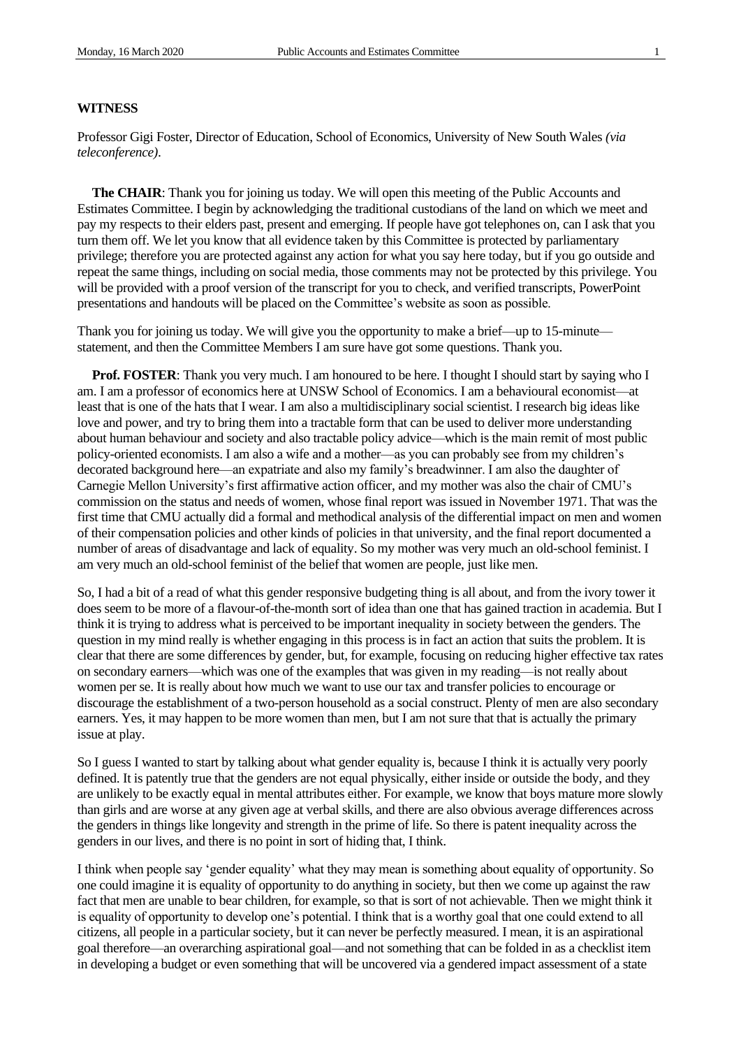**WITNESS**

Professor Gigi Foster, Director of Education, School of Economics, University of New South Wales *(via teleconference)*.

**The CHAIR**: Thank you for joining us today. We will open this meeting of the Public Accounts and Estimates Committee. I begin by acknowledging the traditional custodians of the land on which we meet and pay my respects to their elders past, present and emerging. If people have got telephones on, can I ask that you turn them off. We let you know that all evidence taken by this Committee is protected by parliamentary privilege; therefore you are protected against any action for what you say here today, but if you go outside and repeat the same things, including on social media, those comments may not be protected by this privilege. You will be provided with a proof version of the transcript for you to check, and verified transcripts, PowerPoint presentations and handouts will be placed on the Committee's website as soon as possible.

Thank you for joining us today. We will give you the opportunity to make a brief—up to 15-minute—statement, and then the Committee Members I am sure have got some questions. Thank you.

**Prof. FOSTER**: Thank you very much. I am honoured to be here. I thought I should start by saying who I am. I am a professor of economics here at UNSW School of Economics. I am a behavioural economist—at least that is one of the hats that I wear. I am also a multidisciplinary social scientist. I research big ideas like love and power, and try to bring them into a tractable form that can be used to deliver more understanding about human behaviour and society and also tractable policy advice—which is the main remit of most public policy-oriented economists. I am also a wife and a mother—as you can probably see from my children's decorated background here—an expatriate and also my family's breadwinner. I am also the daughter of Carnegie Mellon University's first affirmative action officer, and my mother was also the chair of CMU's commission on the status and needs of women, whose final report was issued in November 1971. That was the first time that CMU actually did a formal and methodical analysis of the differential impact on men and women of their compensation policies and other kinds of policies in that university, and the final report documented a number of areas of disadvantage and lack of equality. So my mother was very much an old-school feminist. I am very much an old-school feminist of the belief that women are people, just like men.

So, I had a bit of a read of what this gender responsive budgeting thing is all about, and from the ivory tower it does seem to be more of a flavour-of-the-month sort of idea than one that has gained traction in academia. But I think it is trying to address what is perceived to be important inequality in society between the genders. The question in my mind really is whether engaging in this process is in fact an action that suits the problem. It is clear that there are some differences by gender, but, for example, focusing on reducing higher effective tax rates on secondary earners—which was one of the examples that was given in my reading—is not really about women per se. It is really about how much we want to use our tax and transfer policies to encourage or discourage the establishment of a two-person household as a social construct. Plenty of men are also secondary earners. Yes, it may happen to be more women than men, but I am not sure that that is actually the primary issue at play.

So I guess I wanted to start by talking about what gender equality is, because I think it is actually very poorly defined. It is patently true that the genders are not equal physically, either inside or outside the body, and they are unlikely to be exactly equal in mental attributes either. For example, we know that boys mature more slowly than girls and are worse at any given age at verbal skills, and there are also obvious average differences across the genders in things like longevity and strength in the prime of life. So there is patent inequality across the genders in our lives, and there is no point in sort of hiding that, I think.

I think when people say 'gender equality' what they may mean is something about equality of opportunity. So one could imagine it is equality of opportunity to do anything in society, but then we come up against the raw fact that men are unable to bear children, for example, so that is sort of not achievable. Then we might think it is equality of opportunity to develop one's potential. I think that is a worthy goal that one could extend to all citizens, all people in a particular society, but it can never be perfectly measured. I mean, it is an aspirational goal therefore—an overarching aspirational goal—and not something that can be folded in as a checklist item in developing a budget or even something that will be uncovered via a gendered impact assessment of a state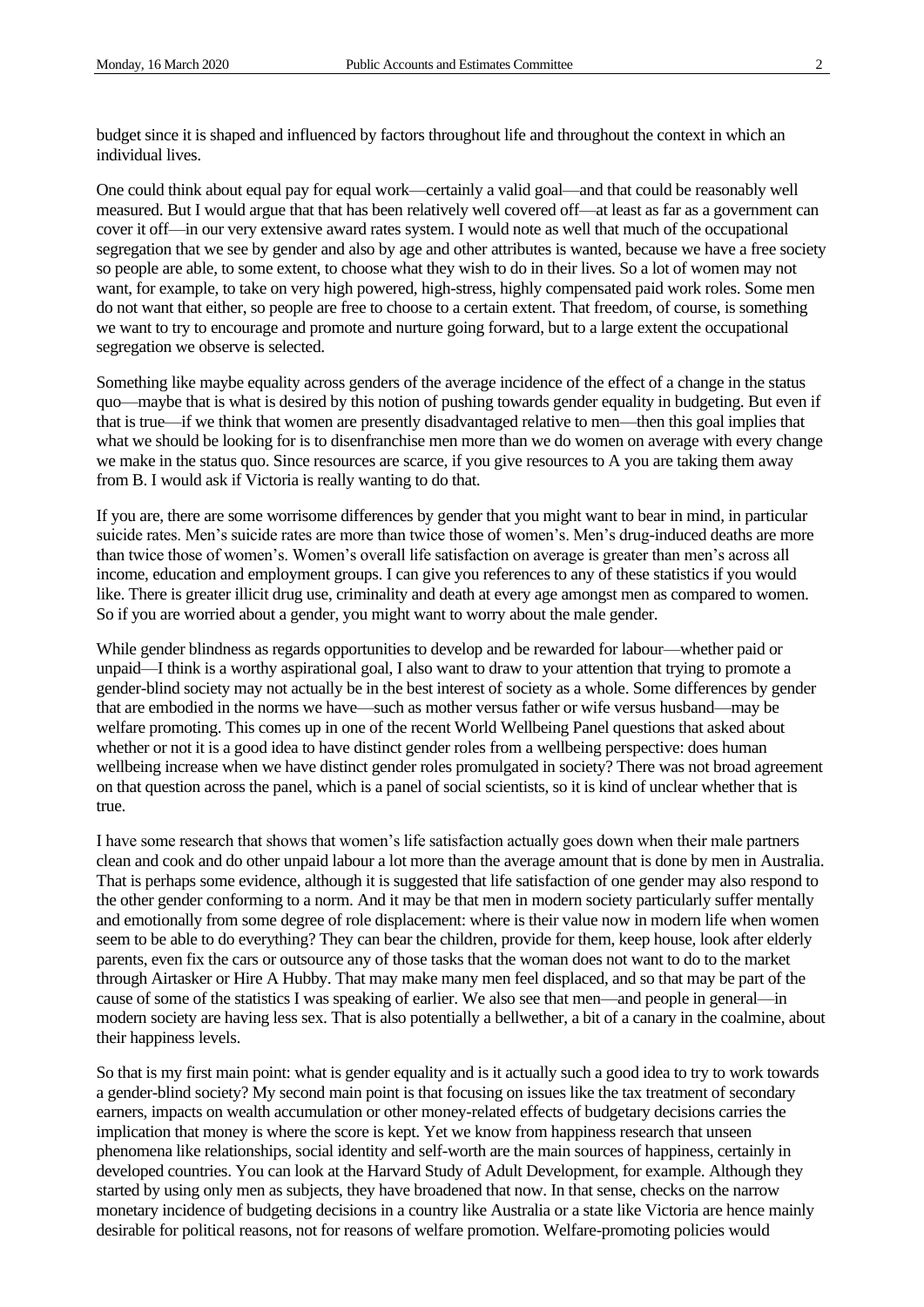budget since it is shaped and influenced by factors throughout life and throughout the context in which an individual lives.

One could think about equal pay for equal work—certainly a valid goal—and that could be reasonably well measured. But I would argue that that has been relatively well covered off—at least as far as a government can cover it off—in our very extensive award rates system. I would note as well that much of the occupational segregation that we see by gender and also by age and other attributes is wanted, because we have a free society so people are able, to some extent, to choose what they wish to do in their lives. So a lot of women may not want, for example, to take on very high powered, high-stress, highly compensated paid work roles. Some men do not want that either, so people are free to choose to a certain extent. That freedom, of course, is something we want to try to encourage and promote and nurture going forward, but to a large extent the occupational segregation we observe is selected.

Something like maybe equality across genders of the average incidence of the effect of a change in the status quo—maybe that is what is desired by this notion of pushing towards gender equality in budgeting. But even if that is true—if we think that women are presently disadvantaged relative to men—then this goal implies that what we should be looking for is to disenfranchise men more than we do women on average with every change we make in the status quo. Since resources are scarce, if you give resources to A you are taking them away from B. I would ask if Victoria is really wanting to do that.

If you are, there are some worrisome differences by gender that you might want to bear in mind, in particular suicide rates. Men's suicide rates are more than twice those of women's. Men's drug-induced deaths are more than twice those of women's. Women's overall life satisfaction on average is greater than men's across all income, education and employment groups. I can give you references to any of these statistics if you would like. There is greater illicit drug use, criminality and death at every age amongst men as compared to women. So if you are worried about a gender, you might want to worry about the male gender.

While gender blindness as regards opportunities to develop and be rewarded for labour—whether paid or unpaid—I think is a worthy aspirational goal, I also want to draw to your attention that trying to promote a gender-blind society may not actually be in the best interest of society as a whole. Some differences by gender that are embodied in the norms we have—such as mother versus father or wife versus husband—may be welfare promoting. This comes up in one of the recent World Wellbeing Panel questions that asked about whether or not it is a good idea to have distinct gender roles from a wellbeing perspective: does human wellbeing increase when we have distinct gender roles promulgated in society? There was not broad agreement on that question across the panel, which is a panel of social scientists, so it is kind of unclear whether that is true.

I have some research that shows that women's life satisfaction actually goes down when their male partners clean and cook and do other unpaid labour a lot more than the average amount that is done by men in Australia. That is perhaps some evidence, although it is suggested that life satisfaction of one gender may also respond to the other gender conforming to a norm. And it may be that men in modern society particularly suffer mentally and emotionally from some degree of role displacement: where is their value now in modern life when women seem to be able to do everything? They can bear the children, provide for them, keep house, look after elderly parents, even fix the cars or outsource any of those tasks that the woman does not want to do to the market through Airtasker or Hire A Hubby. That may make many men feel displaced, and so that may be part of the cause of some of the statistics I was speaking of earlier. We also see that men—and people in general—in modern society are having less sex. That is also potentially a bellwether, a bit of a canary in the coalmine, about their happiness levels.

So that is my first main point: what is gender equality and is it actually such a good idea to try to work towards a gender-blind society? My second main point is that focusing on issues like the tax treatment of secondary earners, impacts on wealth accumulation or other money-related effects of budgetary decisions carries the implication that money is where the score is kept. Yet we know from happiness research that unseen phenomena like relationships, social identity and self-worth are the main sources of happiness, certainly in developed countries. You can look at the Harvard Study of Adult Development, for example. Although they started by using only men as subjects, they have broadened that now. In that sense, checks on the narrow monetary incidence of budgeting decisions in a country like Australia or a state like Victoria are hence mainly desirable for political reasons, not for reasons of welfare promotion. Welfare-promoting policies would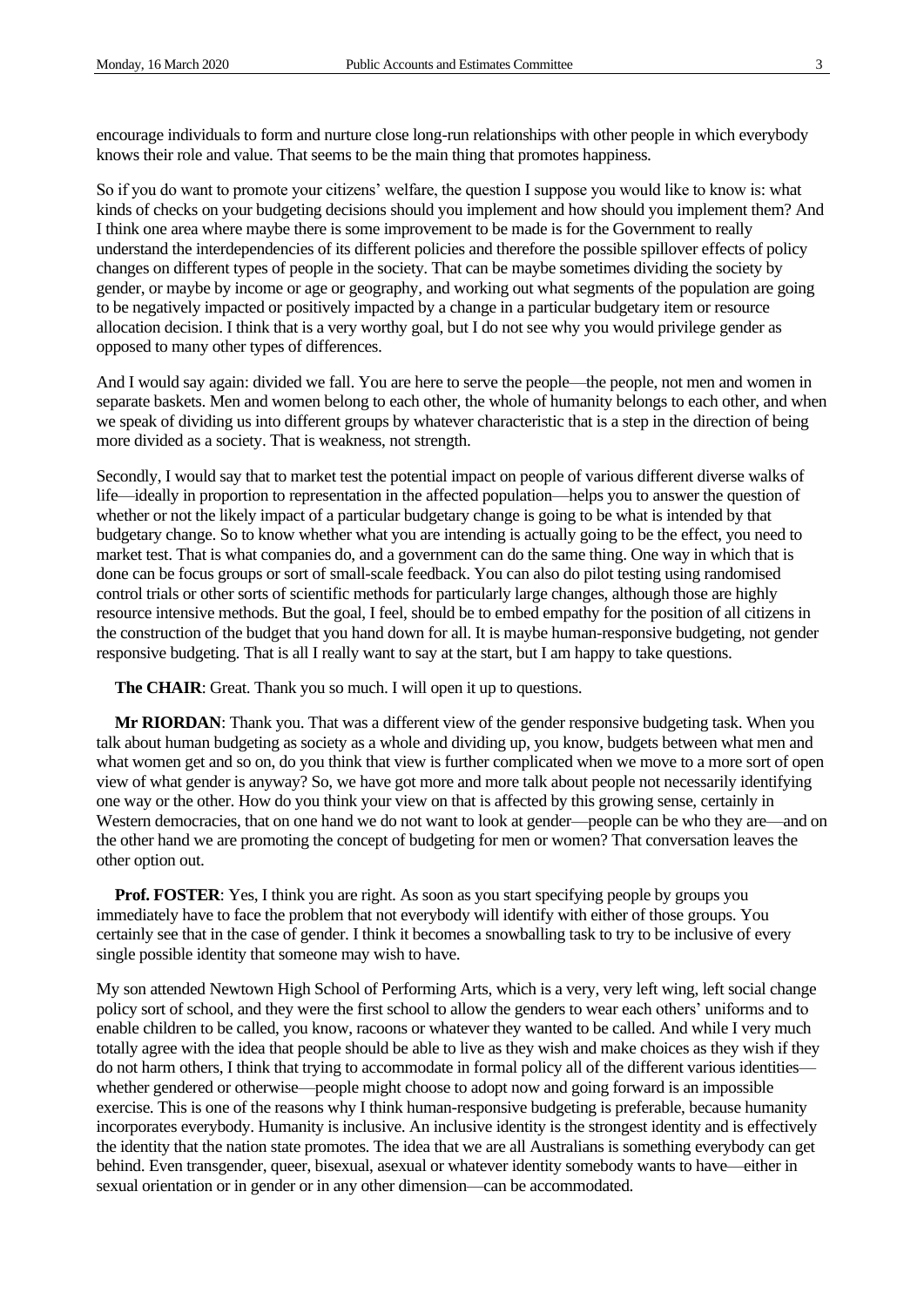encourage individuals to form and nurture close long-run relationships with other people in which everybody knows their role and value. That seems to be the main thing that promotes happiness.

So if you do want to promote your citizens' welfare, the question I suppose you would like to know is: what kinds of checks on your budgeting decisions should you implement and how should you implement them? And I think one area where maybe there is some improvement to be made is for the Government to really understand the interdependencies of its different policies and therefore the possible spillover effects of policy changes on different types of people in the society. That can be maybe sometimes dividing the society by gender, or maybe by income or age or geography, and working out what segments of the population are going to be negatively impacted or positively impacted by a change in a particular budgetary item or resource allocation decision. I think that is a very worthy goal, but I do not see why you would privilege gender as opposed to many other types of differences.

And I would say again: divided we fall. You are here to serve the people—the people, not men and women in separate baskets. Men and women belong to each other, the whole of humanity belongs to each other, and when we speak of dividing us into different groups by whatever characteristic that is a step in the direction of being more divided as a society. That is weakness, not strength.

Secondly, I would say that to market test the potential impact on people of various different diverse walks of life—ideally in proportion to representation in the affected population—helps you to answer the question of whether or not the likely impact of a particular budgetary change is going to be what is intended by that budgetary change. So to know whether what you are intending is actually going to be the effect, you need to market test. That is what companies do, and a government can do the same thing. One way in which that is done can be focus groups or sort of small-scale feedback. You can also do pilot testing using randomised control trials or other sorts of scientific methods for particularly large changes, although those are highly resource intensive methods. But the goal, I feel, should be to embed empathy for the position of all citizens in the construction of the budget that you hand down for all. It is maybe human-responsive budgeting, not gender responsive budgeting. That is all I really want to say at the start, but I am happy to take questions.

**The CHAIR**: Great. Thank you so much. I will open it up to questions.

**Mr RIORDAN**: Thank you. That was a different view of the gender responsive budgeting task. When you talk about human budgeting as society as a whole and dividing up, you know, budgets between what men get and what women get and so on, do you think that view is further complicated when we move to a more sort of open view of what gender is anyway? So, we have got more and more talk about people not necessarily identifying one way or the other. How do you think your view on that is affected by this growing sense, certainly in Western democracies, that on one hand we do not want to look at gender—people can be who they are—and on the other hand we are promoting the concept of budgeting for men or women? That conversation leaves the other option out.

**Prof. FOSTER**: Yes, I think you are right. As soon as you start specifying people by groups you immediately have to face the problem that not everybody will identify with either of those groups. You certainly see that in the case of gender. I think it becomes a snowballing task to try to be inclusive of every single possible identity that someone may wish to have.

My son attended Newtown High School of Performing Arts, which is a very, very left wing, left social change policy sort of school, and they were the first school to allow the genders to wear each others' uniforms and to enable children to be called, you know, racoons or whatever they wanted to be called. And while I very much totally agree with the idea that people should be able to live as they wish and make choices as they wish if they do not harm others, I think that trying to accommodate in formal policy all of the different various identities—whether gendered or otherwise—people might choose to adopt now and going forward is an impossible exercise. This is one of the reasons why I think human-responsive budgeting is preferable, because humanity incorporates everybody. Humanity is inclusive. An inclusive identity is the strongest identity and is effectively the identity that the nation state promotes. The idea that we are all Australians is something everybody can get behind. Even transgender, queer, bisexual, asexual or whatever identity somebody wants to have—either in sexual orientation or in gender or in any other dimension—can be accommodated.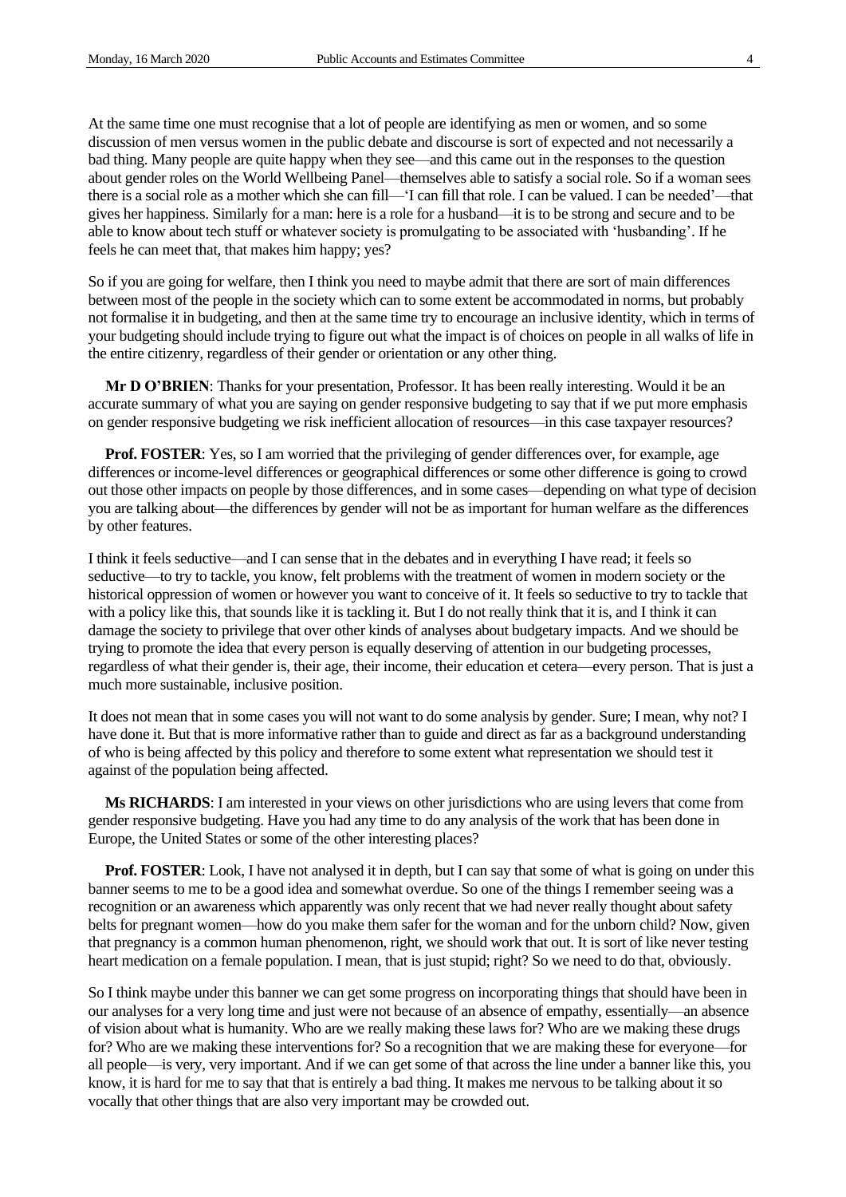At the same time one must recognise that a lot of people are identifying as men or women, and so some discussion of men versus women in the public debate and discourse is sort of expected and not necessarily a bad thing. Many people are quite happy when they see—and this came out in the responses to the question about gender roles on the World Wellbeing Panel—themselves able to satisfy a social role. So if a woman sees there is a social role as a mother which she can fill—'I can fill that role. I can be valued. I can be needed'—that gives her happiness. Similarly for a man: here is a role for a husband—it is to be strong and secure and to be able to know about tech stuff or whatever society is promulgating to be associated with 'husbanding'. If he feels he can meet that, that makes him happy; yes?

So if you are going for welfare, then I think you need to maybe admit that there are sort of main differences between most of the people in the society which can to some extent be accommodated in norms, but probably not formalise it in budgeting, and then at the same time try to encourage an inclusive identity, which in terms of your budgeting should include trying to figure out what the impact is of choices on people in all walks of life in the entire citizenry, regardless of their gender or orientation or any other thing.

**Mr D O'BRIEN**: Thanks for your presentation, Professor. It has been really interesting. Would it be an accurate summary of what you are saying on gender responsive budgeting to say that if we put more emphasis on gender responsive budgeting we risk inefficient allocation of resources—in this case taxpayer resources?

**Prof. FOSTER**: Yes, so I am worried that the privileging of gender differences over, for example, age differences or income-level differences or geographical differences or some other difference is going to crowd out those other impacts on people by those differences, and in some cases—depending on what type of decision you are talking about—the differences by gender will not be as important for human welfare as the differences by other features.

I think it feels seductive—and I can sense that in the debates and in everything I have read; it feels so seductive—to try to tackle, you know, felt problems with the treatment of women in modern society or the historical oppression of women or however you want to conceive of it. It feels so seductive to try to tackle that with a policy like this, that sounds like it is tackling it. But I do not really think that it is, and I think it can damage the society to privilege that over other kinds of analyses about budgetary impacts. And we should be trying to promote the idea that every person is equally deserving of attention in our budgeting processes, regardless of what their gender is, their age, their income, their education et cetera—every person. That is just a much more sustainable, inclusive position.

It does not mean that in some cases you will not want to do some analysis by gender. Sure; I mean, why not? I have done it. But that is more informative rather than to guide and direct as far as a background understanding of who is being affected by this policy and therefore to some extent what representation we should test it against of the population being affected.

**Ms RICHARDS**: I am interested in your views on other jurisdictions who are using levers that come from gender responsive budgeting. Have you had any time to do any analysis of the work that has been done in Europe, the United States or some of the other interesting places?

**Prof. FOSTER**: Look, I have not analysed it in depth, but I can say that some of what is going on under this banner seems to me to be a good idea and somewhat overdue. So one of the things I remember seeing was a recognition or an awareness which apparently was only recent that we had never really thought about safety belts for pregnant women—how do you make them safer for the woman and for the unborn child? Now, given that pregnancy is a common human phenomenon, right, we should work that out. It is sort of like never testing heart medication on a female population. I mean, that is just stupid; right? So we need to do that, obviously.

So I think maybe under this banner we can get some progress on incorporating things that should have been in our analyses for a very long time and just were not because of an absence of empathy, essentially—an absence of vision about what is humanity. Who are we really making these laws for? Who are we making these drugs for? Who are we making these interventions for? So a recognition that we are making these for everyone—for all people—is very, very important. And if we can get some of that across the line under a banner like this, you know, it is hard for me to say that that is entirely a bad thing. It makes me nervous to be talking about it so vocally that other things that are also very important may be crowded out.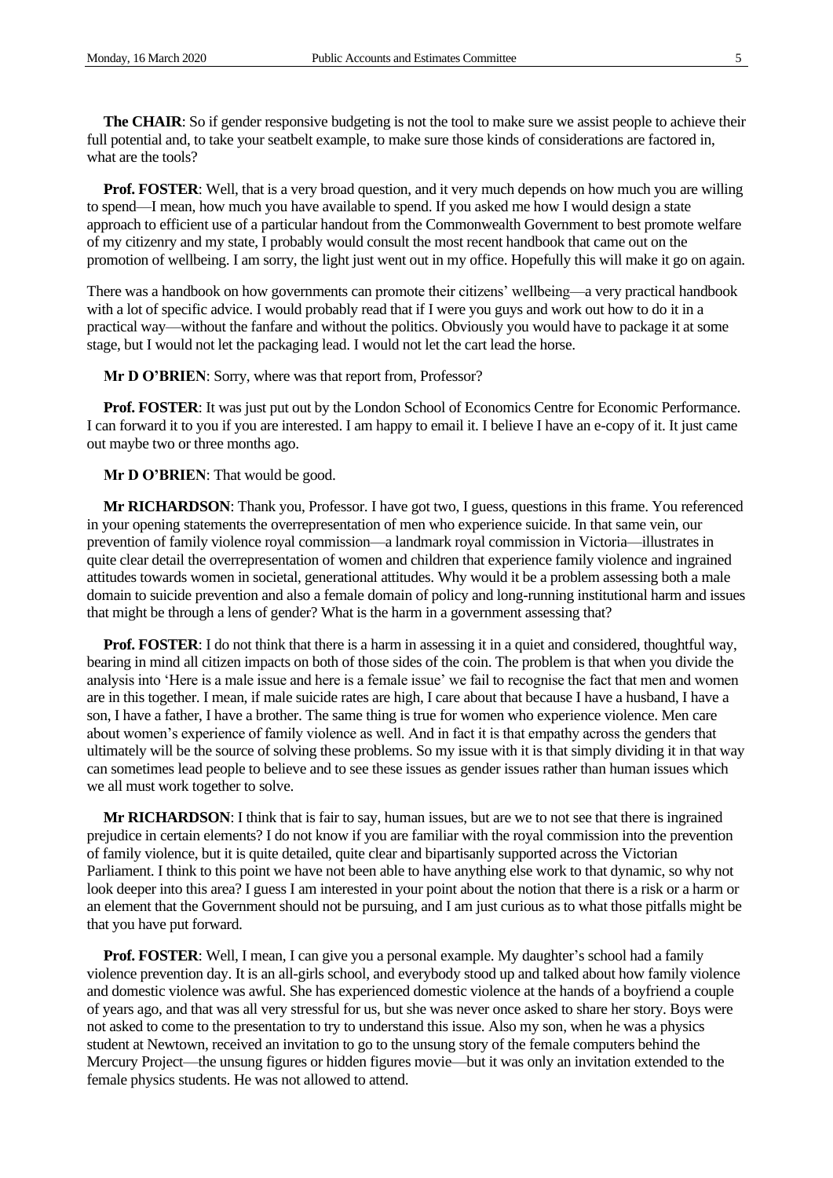**The CHAIR**: So if gender responsive budgeting is not the tool to make sure we assist people to achieve their full potential and, to take your seatbelt example, to make sure those kinds of considerations are factored in, what are the tools?

**Prof. FOSTER**: Well, that is a very broad question, and it very much depends on how much you are willing to spend—I mean, how much you have available to spend. If you asked me how I would design a state approach to efficient use of a particular handout from the Commonwealth Government to best promote welfare of my citizenry and my state, I probably would consult the most recent handbook that came out on the promotion of wellbeing. I am sorry, the light just went out in my office. Hopefully this will make it go on again.

There was a handbook on how governments can promote their citizens' wellbeing—a very practical handbook with a lot of specific advice. I would probably read that if I were you guys and work out how to do it in a practical way—without the fanfare and without the politics. Obviously you would have to package it at some stage, but I would not let the packaging lead. I would not let the cart lead the horse.

**Mr D O'BRIEN**: Sorry, where was that report from, Professor?

**Prof. FOSTER**: It was just put out by the London School of Economics Centre for Economic Performance. I can forward it to you if you are interested. I am happy to email it. I believe I have an e-copy of it. It just came out maybe two or three months ago.

**Mr D O'BRIEN**: That would be good.

**Mr RICHARDSON**: Thank you, Professor. I have got two, I guess, questions in this frame. You referenced in your opening statements the overrepresentation of men who experience suicide. In that same vein, our prevention of family violence royal commission—a landmark royal commission in Victoria—illustrates in quite clear detail the overrepresentation of women and children that experience family violence and ingrained attitudes towards women in societal, generational attitudes. Why would it be a problem assessing both a male domain to suicide prevention and also a female domain of policy and long-running institutional harm and issues that might be through a lens of gender? What is the harm in a government assessing that?

**Prof. FOSTER**: I do not think that there is a harm in assessing it in a quiet and considered, thoughtful way, bearing in mind all citizen impacts on both of those sides of the coin. The problem is that when you divide the analysis into 'Here is a male issue and here is a female issue' we fail to recognise the fact that men and women are in this together. I mean, if male suicide rates are high, I care about that because I have a husband, I have a son, I have a father, I have a brother. The same thing is true for women who experience violence. Men care about women's experience of family violence as well. And in fact it is that empathy across the genders that ultimately will be the source of solving these problems. So my issue with it is that simply dividing it in that way can sometimes lead people to believe and to see these issues as gender issues rather than human issues which we all must work together to solve.

**Mr RICHARDSON**: I think that is fair to say, human issues, but are we to not see that there is ingrained prejudice in certain elements? I do not know if you are familiar with the royal commission into the prevention of family violence, but it is quite detailed, quite clear and bipartisanly supported across the Victorian Parliament. I think to this point we have not been able to have anything else work to that dynamic, so why not look deeper into this area? I guess I am interested in your point about the notion that there is a risk or a harm or an element that the Government should not be pursuing, and I am just curious as to what those pitfalls might be that you have put forward.

**Prof. FOSTER**: Well, I mean, I can give you a personal example. My daughter's school had a family violence prevention day. It is an all-girls school, and everybody stood up and talked about how family violence and domestic violence was awful. She has experienced domestic violence at the hands of a boyfriend a couple of years ago, and that was all very stressful for us, but she was never once asked to share her story. Boys were not asked to come to the presentation to try to understand this issue. Also my son, when he was a physics student at Newtown, received an invitation to go to the unsung story of the female computers behind the Mercury Project—the unsung figures or hidden figures movie—but it was only an invitation extended to the female physics students. He was not allowed to attend.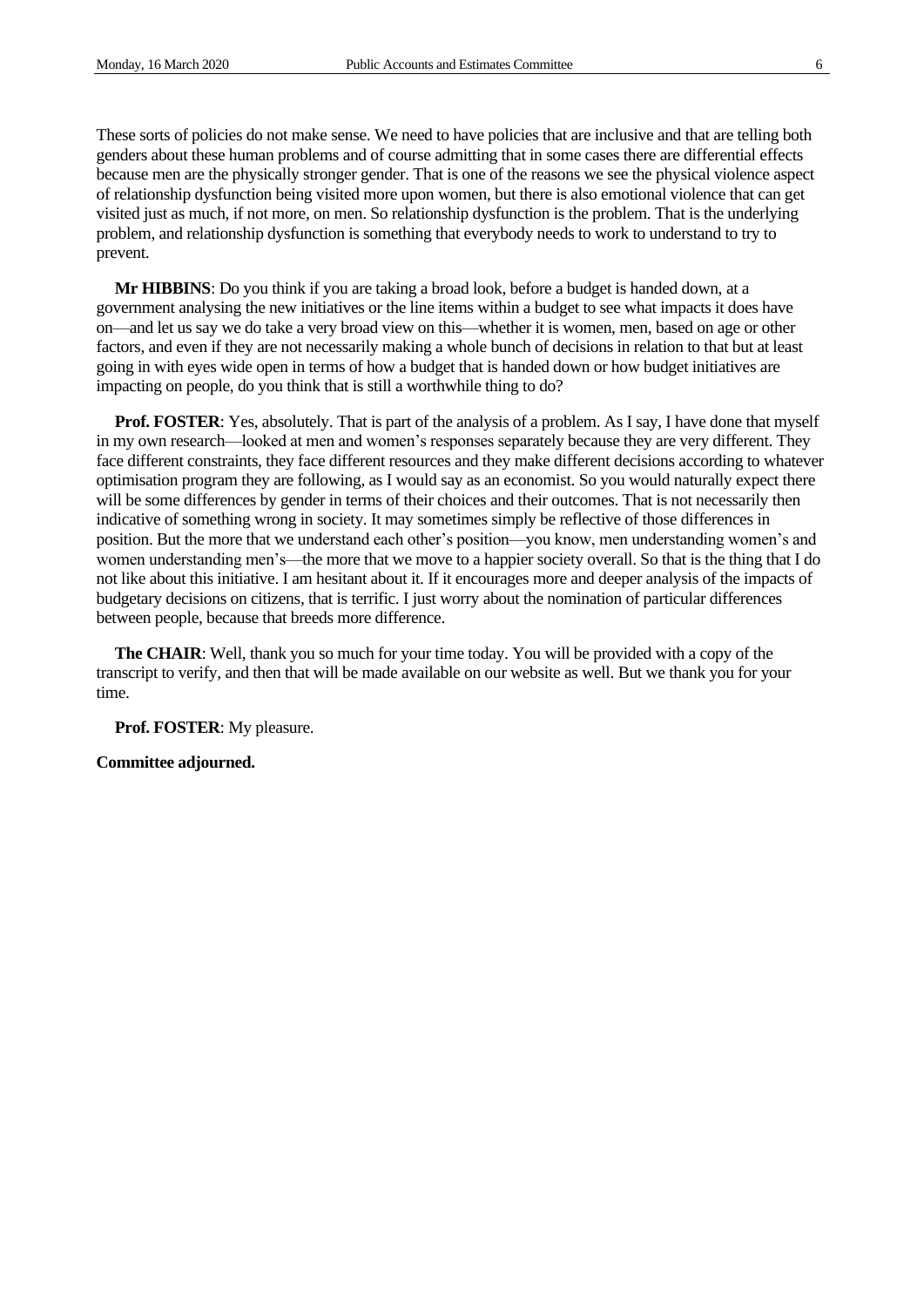These sorts of policies do not make sense. We need to have policies that are inclusive and that are telling both genders about these human problems and of course admitting that in some cases there are differential effects because men are the physically stronger gender. That is one of the reasons we see the physical violence aspect of relationship dysfunction being visited more upon women, but there is also emotional violence that can get visited just as much, if not more, on men. So relationship dysfunction is the problem. That is the underlying problem, and relationship dysfunction is something that everybody needs to work to understand to try to prevent.

**Mr HIBBINS**: Do you think if you are taking a broad look, before a budget is handed down, at a government analysing the new initiatives or the line items within a budget to see what impacts it does have on—and let us say we do take a very broad view on this—whether it is women, men, based on age or other factors, and even if they are not necessarily making a whole bunch of decisions in relation to that but at least going in with eyes wide open in terms of how a budget that is handed down or how budget initiatives are impacting on people, do you think that is still a worthwhile thing to do?

**Prof. FOSTER**: Yes, absolutely. That is part of the analysis of a problem. As I say, I have done that myself in my own research—looked at men and women's responses separately because they are very different. They face different constraints, they face different resources and they make different decisions according to whatever optimisation program they are following, as I would say as an economist. So you would naturally expect there will be some differences by gender in terms of their choices and their outcomes. That is not necessarily then indicative of something wrong in society. It may sometimes simply be reflective of those differences in position. But the more that we understand each other's position—you know, men understanding women's and women understanding men's—the more that we move to a happier society overall. So that is the thing that I do not like about this initiative. I am hesitant about it. If it encourages more and deeper analysis of the impacts of budgetary decisions on citizens, that is terrific. I just worry about the nomination of particular differences between people, because that breeds more difference.

**The CHAIR**: Well, thank you so much for your time today. You will be provided with a copy of the transcript to verify, and then that will be made available on our website as well. But we thank you for your time.

**Prof. FOSTER**: My pleasure.

**Committee adjourned.**